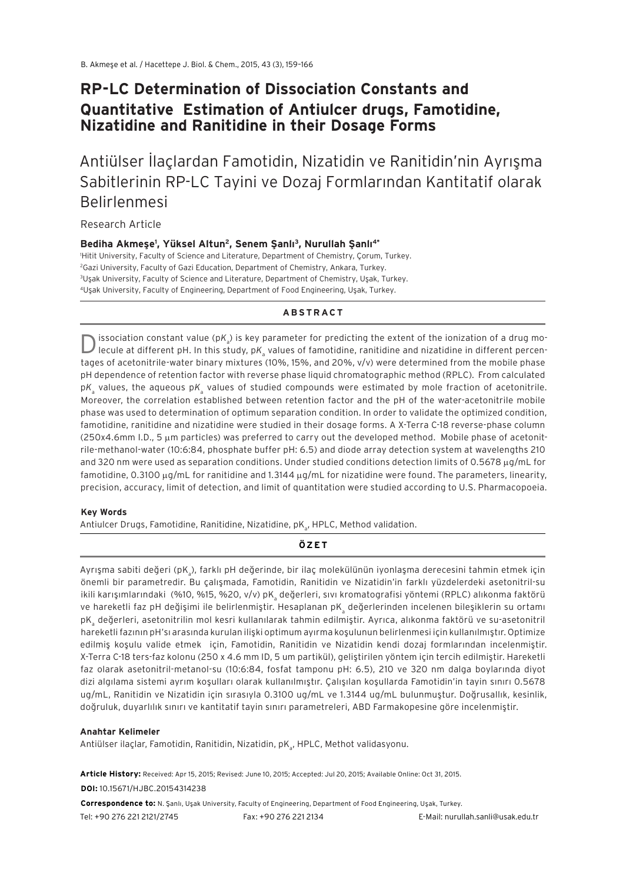# RP-LC Determination of Dissociation Constants and Quantitative Estimation of Antiulcer drugs, Famotidine, Nizatidine and Ranitidine in their Dosage Forms

## Antiülser İlaçlardan Famotidin, Nizatidin ve Ranitidin'nin Ayrışma Sabitlerinin RP-LC Tayini ve Dozaj Formlarından Kantitatif olarak Belirlenmesi

Research Article

**Bediha Akmeşe[1], Yüksel Altun[2], Senem Şanlı[3], Nurullah Şanlı[4*]**

[1]Hitit University, Faculty of Science and Literature, Department of Chemistry, Çorum, Turkey.
[2]Gazi University, Faculty of Gazi Education, Department of Chemistry, Ankara, Turkey.
[3]Uşak University, Faculty of Science and Literature, Department of Chemistry, Uşak, Turkey.
[4]Uşak University, Faculty of Engineering, Department of Food Engineering, Uşak, Turkey.

### ABSTRACT

Dissociation constant value (p$K_a$) is key parameter for predicting the extent of the ionization of a drug molecule at different pH. In this study, p$K_a$ values of famotidine, ranitidine and nizatidine in different percentages of acetonitrile-water binary mixtures (10%, 15%, and 20%, v/v) were determined from the mobile phase pH dependence of retention factor with reverse phase liquid chromatographic method (RPLC). From calculated p$K_a$ values, the aqueous p$K_a$ values of studied compounds were estimated by mole fraction of acetonitrile. Moreover, the correlation established between retention factor and the pH of the water-acetonitrile mobile phase was used to determination of optimum separation condition. In order to validate the optimized condition, famotidine, ranitidine and nizatidine were studied in their dosage forms. A X-Terra C-18 reverse-phase column (250x4.6mm I.D., 5 μm particles) was preferred to carry out the developed method. Mobile phase of acetonitrile-methanol-water (10:6:84, phosphate buffer pH: 6.5) and diode array detection system at wavelengths 210 and 320 nm were used as separation conditions. Under studied conditions detection limits of 0.5678 μg/mL for famotidine, 0.3100 μg/mL for ranitidine and 1.3144 μg/mL for nizatidine were found. The parameters, linearity, precision, accuracy, limit of detection, and limit of quantitation were studied according to U.S. Pharmacopoeia.

**Key Words**

Antiulcer Drugs, Famotidine, Ranitidine, Nizatidine, p$K_a$, HPLC, Method validation.

### ÖZET

Ayrışma sabiti değeri (p$K_a$), farklı pH değerinde, bir ilaç molekülünün iyonlaşma derecesini tahmin etmek için önemli bir parametredir. Bu çalışmada, Famotidin, Ranitidin ve Nizatidin'in farklı yüzdelerdeki asetonitril-su ikili karışımlarındaki (%10, %15, %20, v/v) p$K_a$ değerleri, sıvı kromatografisi yöntemi (RPLC) alıkonma faktörü ve hareketli faz pH değişimi ile belirlenmiştir. Hesaplanan p$K_a$ değerlerinden incelenen bileşiklerin su ortamı p$K_a$ değerleri, asetonitrilin mol kesri kullanılarak tahmin edilmiştir. Ayrıca, alıkonma faktörü ve su-asetonitril hareketli fazının pH'sı arasında kurulan ilişki optimum ayırma koşulunun belirlenmesi için kullanılmıştır. Optimize edilmiş koşulu valide etmek için, Famotidin, Ranitidin ve Nizatidin kendi dozaj formlarından incelenmiştir. X-Terra C-18 ters-faz kolonu (250 x 4.6 mm ID, 5 um partikül), geliştirilen yöntem için tercih edilmiştir. Hareketli faz olarak asetonitril-metanol-su (10:6:84, fosfat tamponu pH: 6.5), 210 ve 320 nm dalga boylarında diyot dizi algılama sistemi ayrım koşulları olarak kullanılmıştır. Çalışılan koşullarda Famotidin'in tayin sınırı 0.5678 ug/mL, Ranitidin ve Nizatidin için sırasıyla 0.3100 ug/mL ve 1.3144 ug/mL bulunmuştur. Doğrusallık, kesinlik, doğruluk, duyarlılık sınırı ve kantitatif tayin sınırı parametreleri, ABD Farmakopesine göre incelenmiştir.

**Anahtar Kelimeler**

Antiülser ilaçlar, Famotidin, Ranitidin, Nizatidin, p$K_a$, HPLC, Methot validasyonu.

**Article History:** Received: Apr 15, 2015; Revised: June 10, 2015; Accepted: Jul 20, 2015; Available Online: Oct 31, 2015.

**DOI:** 10.15671/HJBC.20154314238

**Correspondence to:** N. Şanlı, Uşak University, Faculty of Engineering, Department of Food Engineering, Uşak, Turkey.

Tel: +90 276 221 2121/2745 Fax: +90 276 221 2134 E-Mail: nurullah.sanli@usak.edu.tr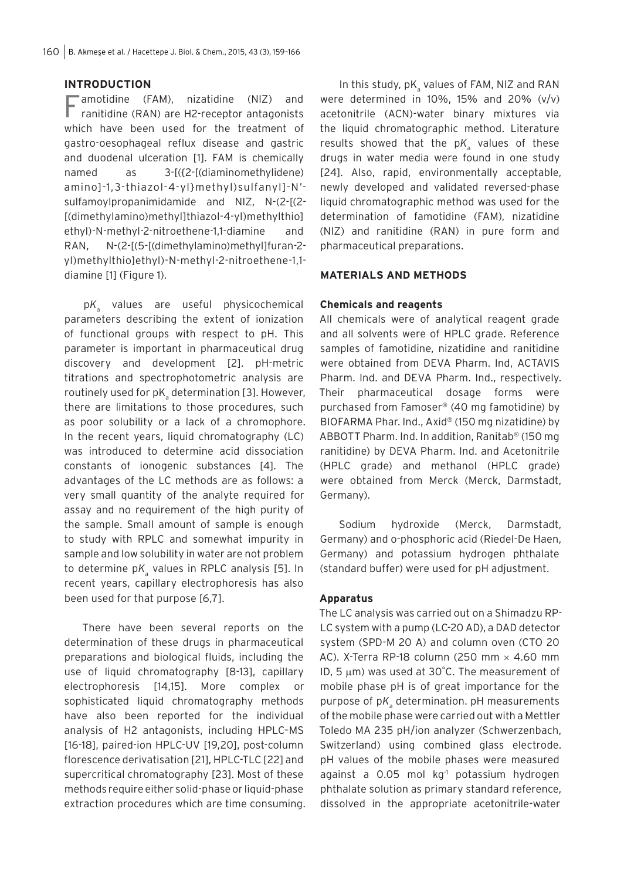## INTRODUCTION

Famotidine (FAM), nizatidine (NIZ) and ranitidine (RAN) are H2-receptor antagonists which have been used for the treatment of gastro-oesophageal reflux disease and gastric and duodenal ulceration [1]. FAM is chemically named as 3-[({2-[(diaminomethylidene) amino]-1,3-thiazol-4-yl}methyl)sulfanyl]-N′-sulfamoylpropanimidamide and NIZ, N-(2-[(2-[(dimethylamino)methyl]thiazol-4-yl)methylthio] ethyl)-N-methyl-2-nitroethene-1,1-diamine and RAN, N-(2-[(5-[(dimethylamino)methyl]furan-2-yl)methylthio]ethyl)-N-methyl-2-nitroethene-1,1-diamine [1] (Figure 1).

p$K_a$ values are useful physicochemical parameters describing the extent of ionization of functional groups with respect to pH. This parameter is important in pharmaceutical drug discovery and development [2]. pH-metric titrations and spectrophotometric analysis are routinely used for p$K_a$ determination [3]. However, there are limitations to those procedures, such as poor solubility or a lack of a chromophore. In the recent years, liquid chromatography (LC) was introduced to determine acid dissociation constants of ionogenic substances [4]. The advantages of the LC methods are as follows: a very small quantity of the analyte required for assay and no requirement of the high purity of the sample. Small amount of sample is enough to study with RPLC and somewhat impurity in sample and low solubility in water are not problem to determine p$K_a$ values in RPLC analysis [5]. In recent years, capillary electrophoresis has also been used for that purpose [6,7].

There have been several reports on the determination of these drugs in pharmaceutical preparations and biological fluids, including the use of liquid chromatography [8-13], capillary electrophoresis [14,15]. More complex or sophisticated liquid chromatography methods have also been reported for the individual analysis of H2 antagonists, including HPLC–MS [16-18], paired-ion HPLC-UV [19,20], post-column florescence derivatisation [21], HPLC-TLC [22] and supercritical chromatography [23]. Most of these methods require either solid-phase or liquid-phase extraction procedures which are time consuming.

In this study, p$K_a$ values of FAM, NIZ and RAN were determined in 10%, 15% and 20% (v/v) acetonitrile (ACN)-water binary mixtures via the liquid chromatographic method. Literature results showed that the p$K_a$ values of these drugs in water media were found in one study [24]. Also, rapid, environmentally acceptable, newly developed and validated reversed-phase liquid chromatographic method was used for the determination of famotidine (FAM), nizatidine (NIZ) and ranitidine (RAN) in pure form and pharmaceutical preparations.

## MATERIALS AND METHODS

### Chemicals and reagents

All chemicals were of analytical reagent grade and all solvents were of HPLC grade. Reference samples of famotidine, nizatidine and ranitidine were obtained from DEVA Pharm. Ind, ACTAVIS Pharm. Ind. and DEVA Pharm. Ind., respectively. Their pharmaceutical dosage forms were purchased from Famoser® (40 mg famotidine) by BIOFARMA Phar. Ind., Axid® (150 mg nizatidine) by ABBOTT Pharm. Ind. In addition, Ranitab® (150 mg ranitidine) by DEVA Pharm. Ind. and Acetonitrile (HPLC grade) and methanol (HPLC grade) were obtained from Merck (Merck, Darmstadt, Germany).

Sodium hydroxide (Merck, Darmstadt, Germany) and o-phosphoric acid (Riedel-De Haen, Germany) and potassium hydrogen phthalate (standard buffer) were used for pH adjustment.

### Apparatus

The LC analysis was carried out on a Shimadzu RP-LC system with a pump (LC-20 AD), a DAD detector system (SPD-M 20 A) and column oven (CTO 20 AC). X-Terra RP-18 column (250 mm × 4.60 mm ID, 5 μm) was used at 30°C. The measurement of mobile phase pH is of great importance for the purpose of p$K_a$ determination. pH measurements of the mobile phase were carried out with a Mettler Toledo MA 235 pH/ion analyzer (Schwerzenbach, Switzerland) using combined glass electrode. pH values of the mobile phases were measured against a 0.05 mol $kg^{-1}$ potassium hydrogen phthalate solution as primary standard reference, dissolved in the appropriate acetonitrile-water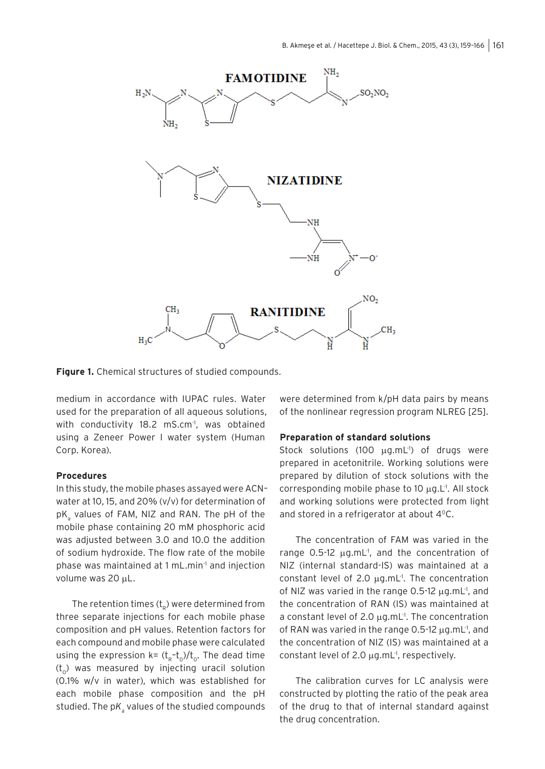**Figure 1.** Chemical structures of studied compounds.

medium in accordance with IUPAC rules. Water used for the preparation of all aqueous solutions, with conductivity 18.2 mS.cm$^{-1}$, was obtained using a Zeneer Power I water system (Human Corp. Korea).

### Procedures

In this study, the mobile phases assayed were ACN–water at 10, 15, and 20% (v/v) for determination of p$K_a$ values of FAM, NIZ and RAN. The pH of the mobile phase containing 20 mM phosphoric acid was adjusted between 3.0 and 10.0 the addition of sodium hydroxide. The flow rate of the mobile phase was maintained at 1 mL.min$^{-1}$ and injection volume was 20 μL.

The retention times ($t_R$) were determined from three separate injections for each mobile phase composition and pH values. Retention factors for each compound and mobile phase were calculated using the expression $k = (t_R - t_0)/t_0$. The dead time ($t_0$) was measured by injecting uracil solution (0.1% w/v in water), which was established for each mobile phase composition and the pH studied. The p$K_a$ values of the studied compounds were determined from k/pH data pairs by means of the nonlinear regression program NLREG [25].

### Preparation of standard solutions

Stock solutions (100 μg.mL$^{-1}$) of drugs were prepared in acetonitrile. Working solutions were prepared by dilution of stock solutions with the corresponding mobile phase to 10 μg.L$^{-1}$. All stock and working solutions were protected from light and stored in a refrigerator at about 4°C.

The concentration of FAM was varied in the range 0.5-12 μg.mL$^{-1}$, and the concentration of NIZ (internal standard-IS) was maintained at a constant level of 2.0 μg.mL$^{-1}$. The concentration of NIZ was varied in the range 0.5-12 μg.mL$^{-1}$, and the concentration of RAN (IS) was maintained at a constant level of 2.0 μg.mL$^{-1}$. The concentration of RAN was varied in the range 0.5-12 μg.mL$^{-1}$, and the concentration of NIZ (IS) was maintained at a constant level of 2.0 μg.mL$^{-1}$, respectively.

The calibration curves for LC analysis were constructed by plotting the ratio of the peak area of the drug to that of internal standard against the drug concentration.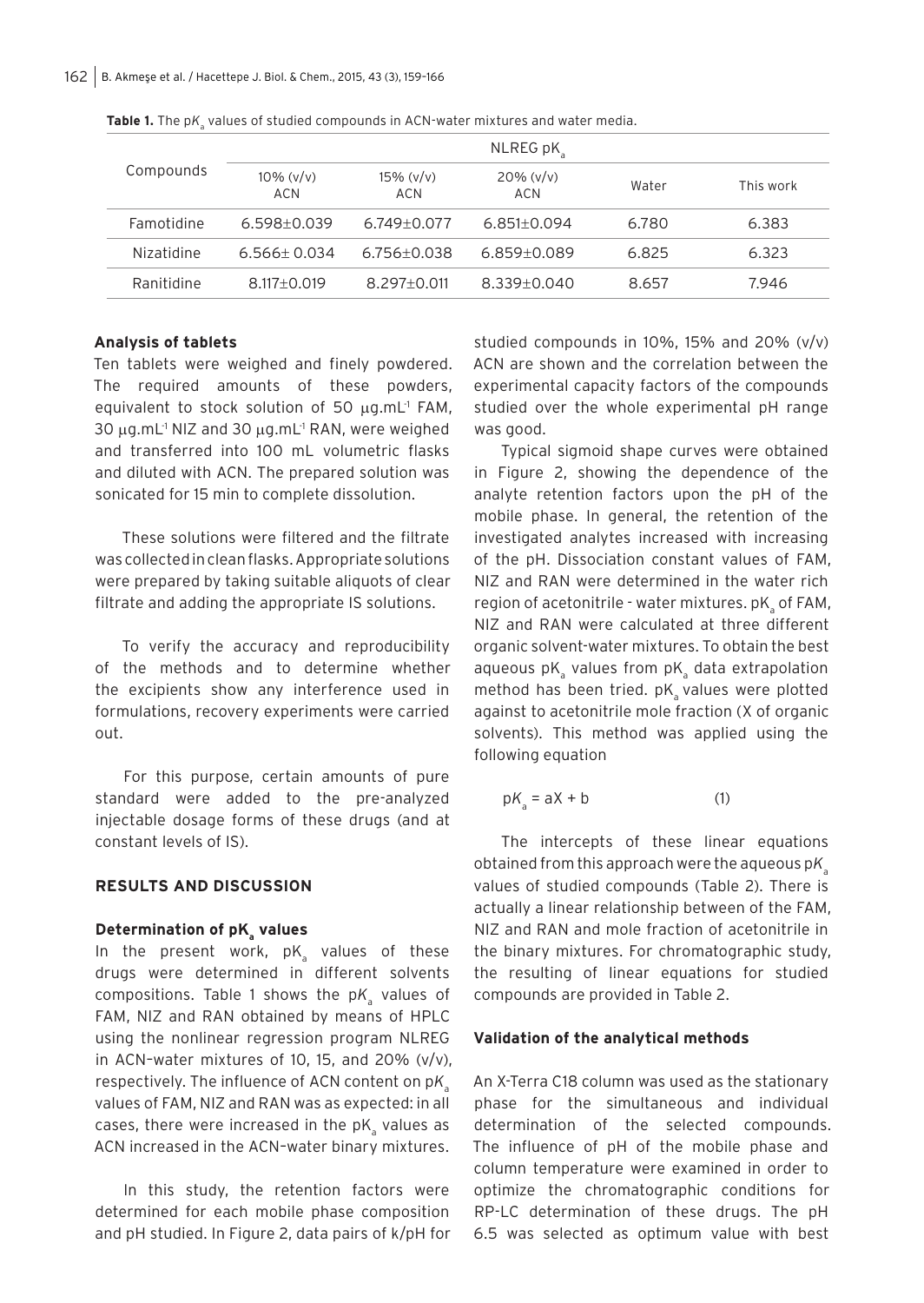**Table 1.** The p$K_a$ values of studied compounds in ACN-water mixtures and water media.

| Compounds | NLREG p$K_a$ | | | | |
|---|---|---|---|---|---|
| | 10% (v/v) ACN | 15% (v/v) ACN | 20% (v/v) ACN | Water | This work |
| Famotidine | 6.598±0.039 | 6.749±0.077 | 6.851±0.094 | 6.780 | 6.383 |
| Nizatidine | 6.566± 0.034 | 6.756±0.038 | 6.859±0.089 | 6.825 | 6.323 |
| Ranitidine | 8.117±0.019 | 8.297±0.011 | 8.339±0.040 | 8.657 | 7.946 |

### Analysis of tablets

Ten tablets were weighed and finely powdered. The required amounts of these powders, equivalent to stock solution of 50 μg.mL$^{-1}$ FAM, 30 μg.mL$^{-1}$ NIZ and 30 μg.mL$^{-1}$ RAN, were weighed and transferred into 100 mL volumetric flasks and diluted with ACN. The prepared solution was sonicated for 15 min to complete dissolution.

These solutions were filtered and the filtrate was collected in clean flasks. Appropriate solutions were prepared by taking suitable aliquots of clear filtrate and adding the appropriate IS solutions.

To verify the accuracy and reproducibility of the methods and to determine whether the excipients show any interference used in formulations, recovery experiments were carried out.

For this purpose, certain amounts of pure standard were added to the pre-analyzed injectable dosage forms of these drugs (and at constant levels of IS).

## RESULTS AND DISCUSSION

### Determination of p$K_a$ values

In the present work, p$K_a$ values of these drugs were determined in different solvents compositions. Table 1 shows the p$K_a$ values of FAM, NIZ and RAN obtained by means of HPLC using the nonlinear regression program NLREG in ACN–water mixtures of 10, 15, and 20% (v/v), respectively. The influence of ACN content on p$K_a$ values of FAM, NIZ and RAN was as expected: in all cases, there were increased in the p$K_a$ values as ACN increased in the ACN–water binary mixtures.

In this study, the retention factors were determined for each mobile phase composition and pH studied. In Figure 2, data pairs of k/pH for studied compounds in 10%, 15% and 20% (v/v) ACN are shown and the correlation between the experimental capacity factors of the compounds studied over the whole experimental pH range was good.

Typical sigmoid shape curves were obtained in Figure 2, showing the dependence of the analyte retention factors upon the pH of the mobile phase. In general, the retention of the investigated analytes increased with increasing of the pH. Dissociation constant values of FAM, NIZ and RAN were determined in the water rich region of acetonitrile - water mixtures. p$K_a$ of FAM, NIZ and RAN were calculated at three different organic solvent-water mixtures. To obtain the best aqueous p$K_a$ values from p$K_a$ data extrapolation method has been tried. p$K_a$ values were plotted against to acetonitrile mole fraction (X of organic solvents). This method was applied using the following equation

$$pK_a = aX + b \qquad (1)$$

The intercepts of these linear equations obtained from this approach were the aqueous p$K_a$ values of studied compounds (Table 2). There is actually a linear relationship between of the FAM, NIZ and RAN and mole fraction of acetonitrile in the binary mixtures. For chromatographic study, the resulting of linear equations for studied compounds are provided in Table 2.

### Validation of the analytical methods

An X-Terra C18 column was used as the stationary phase for the simultaneous and individual determination of the selected compounds. The influence of pH of the mobile phase and column temperature were examined in order to optimize the chromatographic conditions for RP-LC determination of these drugs. The pH 6.5 was selected as optimum value with best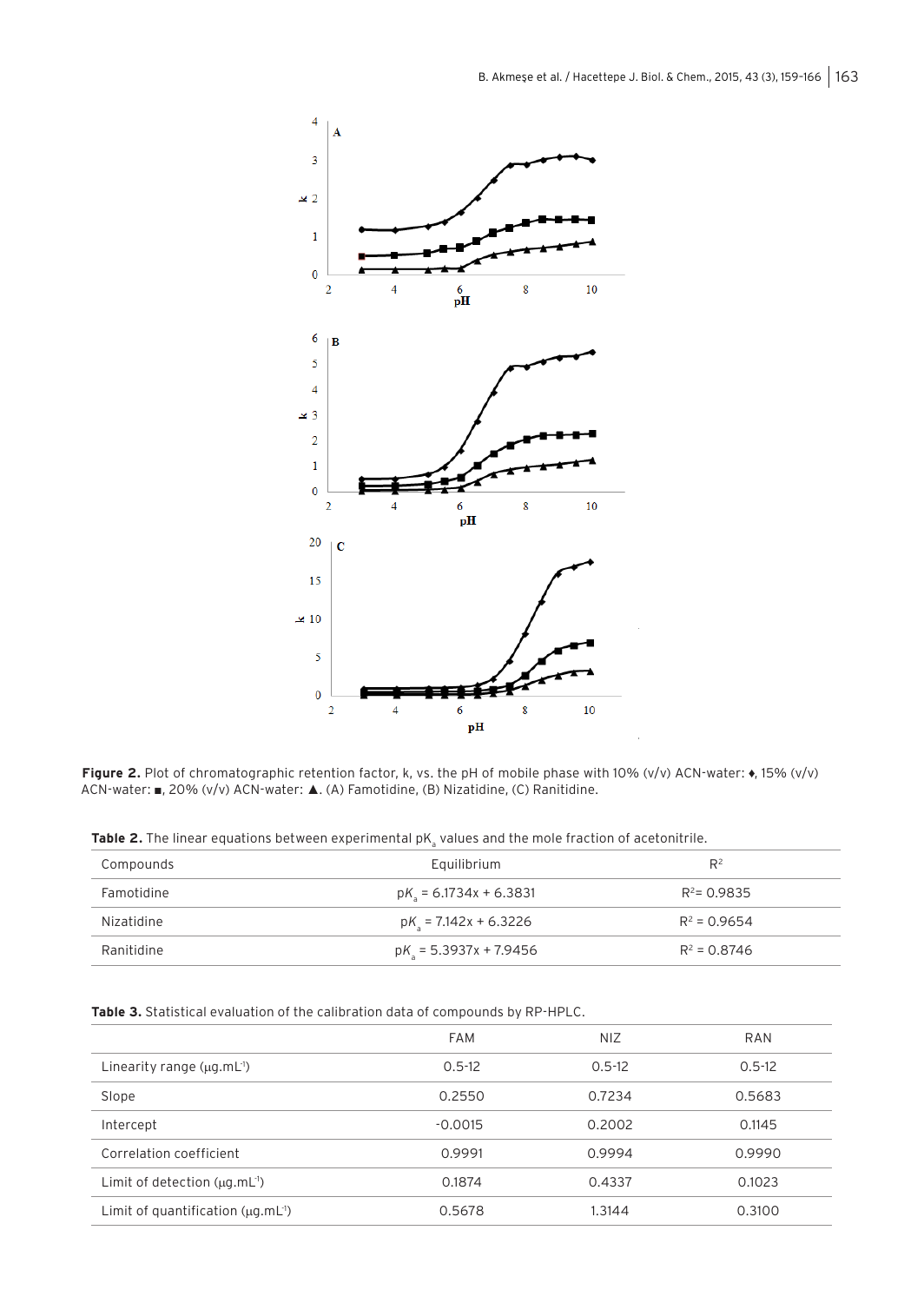**Figure 2.** Plot of chromatographic retention factor, k, vs. the pH of mobile phase with 10% (v/v) ACN-water: ♦, 15% (v/v) ACN-water: ■, 20% (v/v) ACN-water: ▲. (A) Famotidine, (B) Nizatidine, (C) Ranitidine.

**Table 2.** The linear equations between experimental $pK_a$ values and the mole fraction of acetonitrile.

| Compounds | Equilibrium | $R^2$ |
|---|---|---|
| Famotidine | $pK_a = 6.1734x + 6.3831$ | $R^2 = 0.9835$ |
| Nizatidine | $pK_a = 7.142x + 6.3226$ | $R^2 = 0.9654$ |
| Ranitidine | $pK_a = 5.3937x + 7.9456$ | $R^2 = 0.8746$ |

**Table 3.** Statistical evaluation of the calibration data of compounds by RP-HPLC.

| | FAM | NIZ | RAN |
|---|---|---|---|
| Linearity range (μg.mL$^{-1}$) | 0.5-12 | 0.5-12 | 0.5-12 |
| Slope | 0.2550 | 0.7234 | 0.5683 |
| Intercept | -0.0015 | 0.2002 | 0.1145 |
| Correlation coefficient | 0.9991 | 0.9994 | 0.9990 |
| Limit of detection (μg.mL$^{-1}$) | 0.1874 | 0.4337 | 0.1023 |
| Limit of quantification (μg.mL$^{-1}$) | 0.5678 | 1.3144 | 0.3100 |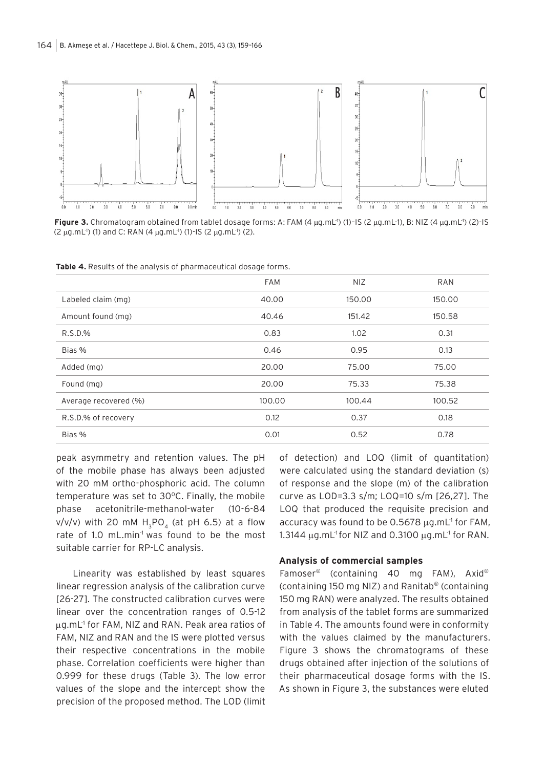Figure 3. Chromatogram obtained from tablet dosage forms: A: FAM (4 μg.mL$^{-1}$) (1)-IS (2 μg.mL-1), B: NIZ (4 μg.mL$^{-1}$) (2)-IS (2 μg.mL$^{-1}$) (1) and C: RAN (4 μg.mL$^{-1}$) (1)-IS (2 μg.mL$^{-1}$) (2).

**Table 4.** Results of the analysis of pharmaceutical dosage forms.

| | FAM | NIZ | RAN |
|---|---|---|---|
| Labeled claim (mg) | 40.00 | 150.00 | 150.00 |
| Amount found (mg) | 40.46 | 151.42 | 150.58 |
| R.S.D.% | 0.83 | 1.02 | 0.31 |
| Bias % | 0.46 | 0.95 | 0.13 |
| Added (mg) | 20.00 | 75.00 | 75.00 |
| Found (mg) | 20.00 | 75.33 | 75.38 |
| Average recovered (%) | 100.00 | 100.44 | 100.52 |
| R.S.D.% of recovery | 0.12 | 0.37 | 0.18 |
| Bias % | 0.01 | 0.52 | 0.78 |

peak asymmetry and retention values. The pH of the mobile phase has always been adjusted with 20 mM ortho-phosphoric acid. The column temperature was set to 30$^{0}$C. Finally, the mobile phase acetonitrile-methanol-water (10-6-84 v/v/v) with 20 mM $H_3PO_4$ (at pH 6.5) at a flow rate of 1.0 mL.min$^{-1}$ was found to be the most suitable carrier for RP-LC analysis.

Linearity was established by least squares linear regression analysis of the calibration curve [26-27]. The constructed calibration curves were linear over the concentration ranges of 0.5-12 μg.mL$^{-1}$ for FAM, NIZ and RAN. Peak area ratios of FAM, NIZ and RAN and the IS were plotted versus their respective concentrations in the mobile phase. Correlation coefficients were higher than 0.999 for these drugs (Table 3). The low error values of the slope and the intercept show the precision of the proposed method. The LOD (limit of detection) and LOQ (limit of quantitation) were calculated using the standard deviation (s) of response and the slope (m) of the calibration curve as LOD=3.3 s/m; LOQ=10 s/m [26,27]. The LOQ that produced the requisite precision and accuracy was found to be 0.5678 μg.mL$^{-1}$ for FAM, 1.3144 μg.mL$^{-1}$ for NIZ and 0.3100 μg.mL$^{-1}$ for RAN.

### Analysis of commercial samples

Famoser® (containing 40 mg FAM), Axid® (containing 150 mg NIZ) and Ranitab® (containing 150 mg RAN) were analyzed. The results obtained from analysis of the tablet forms are summarized in Table 4. The amounts found were in conformity with the values claimed by the manufacturers. Figure 3 shows the chromatograms of these drugs obtained after injection of the solutions of their pharmaceutical dosage forms with the IS. As shown in Figure 3, the substances were eluted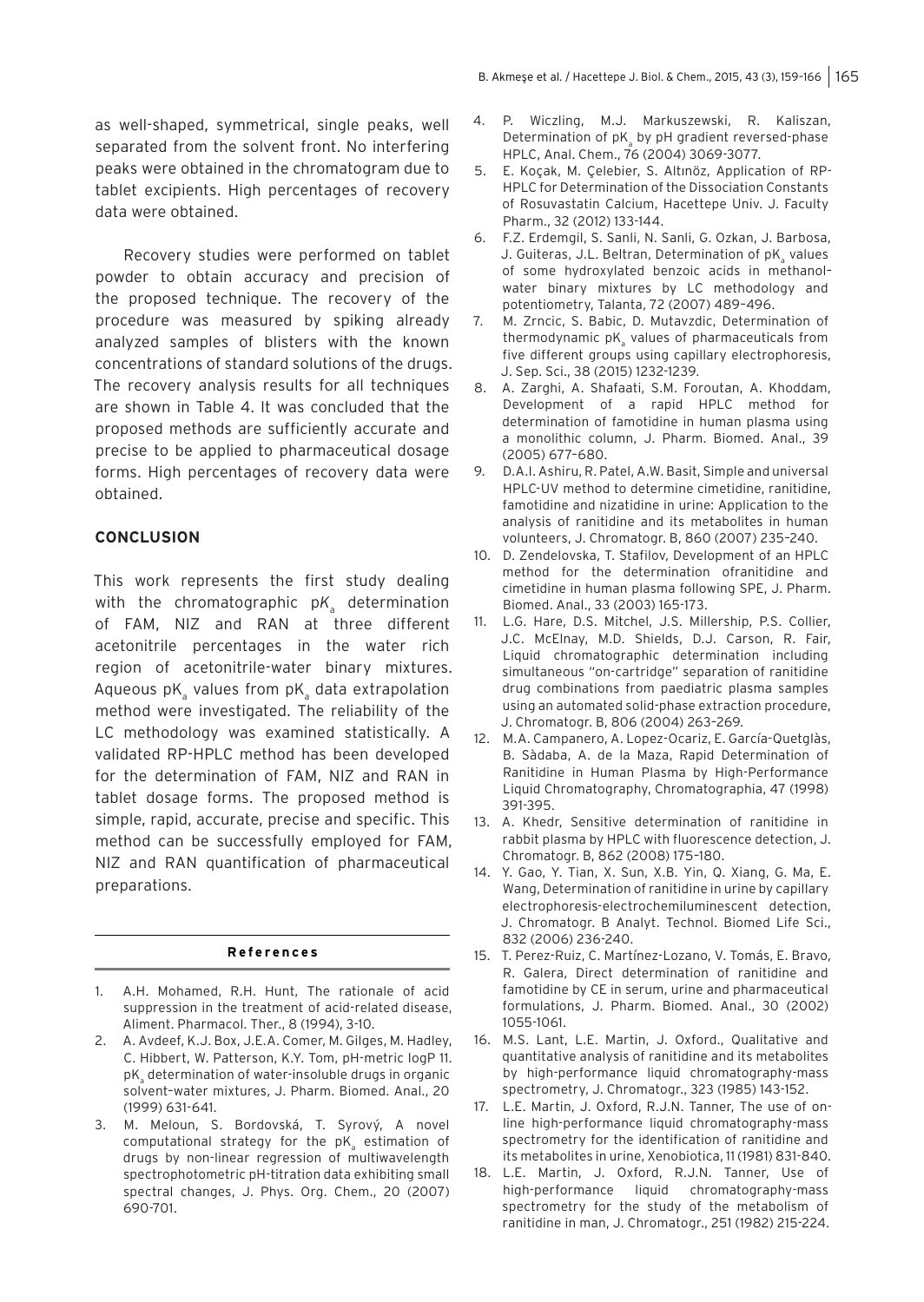as well-shaped, symmetrical, single peaks, well separated from the solvent front. No interfering peaks were obtained in the chromatogram due to tablet excipients. High percentages of recovery data were obtained.

Recovery studies were performed on tablet powder to obtain accuracy and precision of the proposed technique. The recovery of the procedure was measured by spiking already analyzed samples of blisters with the known concentrations of standard solutions of the drugs. The recovery analysis results for all techniques are shown in Table 4. It was concluded that the proposed methods are sufficiently accurate and precise to be applied to pharmaceutical dosage forms. High percentages of recovery data were obtained.

## CONCLUSION

This work represents the first study dealing with the chromatographic p$K_a$ determination of FAM, NIZ and RAN at three different acetonitrile percentages in the water rich region of acetonitrile-water binary mixtures. Aqueous p$K_a$ values from p$K_a$ data extrapolation method were investigated. The reliability of the LC methodology was examined statistically. A validated RP-HPLC method has been developed for the determination of FAM, NIZ and RAN in tablet dosage forms. The proposed method is simple, rapid, accurate, precise and specific. This method can be successfully employed for FAM, NIZ and RAN quantification of pharmaceutical preparations.

## References

1. A.H. Mohamed, R.H. Hunt, The rationale of acid suppression in the treatment of acid-related disease, Aliment. Pharmacol. Ther., 8 (1994), 3-10.
2. A. Avdeef, K.J. Box, J.E.A. Comer, M. Gilges, M. Hadley, C. Hibbert, W. Patterson, K.Y. Tom, pH-metric logP 11. p$K_a$ determination of water-insoluble drugs in organic solvent–water mixtures, J. Pharm. Biomed. Anal., 20 (1999) 631-641.
3. M. Meloun, S. Bordovská, T. Syrový, A novel computational strategy for the p$K_a$ estimation of drugs by non-linear regression of multiwavelength spectrophotometric pH-titration data exhibiting small spectral changes, J. Phys. Org. Chem., 20 (2007) 690-701.
4. P. Wiczling, M.J. Markuszewski, R. Kaliszan, Determination of p$K_a$ by pH gradient reversed-phase HPLC, Anal. Chem., 76 (2004) 3069-3077.
5. E. Koçak, M. Çelebier, S. Altınöz, Application of RP-HPLC for Determination of the Dissociation Constants of Rosuvastatin Calcium, Hacettepe Univ. J. Faculty Pharm., 32 (2012) 133-144.
6. F.Z. Erdemgil, S. Sanli, N. Sanli, G. Ozkan, J. Barbosa, J. Guiteras, J.L. Beltran, Determination of p$K_a$ values of some hydroxylated benzoic acids in methanol–water binary mixtures by LC methodology and potentiometry, Talanta, 72 (2007) 489–496.
7. M. Zrncic, S. Babic, D. Mutavzdic, Determination of thermodynamic p$K_a$ values of pharmaceuticals from five different groups using capillary electrophoresis, J. Sep. Sci., 38 (2015) 1232-1239.
8. A. Zarghi, A. Shafaati, S.M. Foroutan, A. Khoddam, Development of a rapid HPLC method for determination of famotidine in human plasma using a monolithic column, J. Pharm. Biomed. Anal., 39 (2005) 677–680.
9. D.A.I. Ashiru, R. Patel, A.W. Basit, Simple and universal HPLC-UV method to determine cimetidine, ranitidine, famotidine and nizatidine in urine: Application to the analysis of ranitidine and its metabolites in human volunteers, J. Chromatogr. B, 860 (2007) 235–240.
10. D. Zendelovska, T. Stafilov, Development of an HPLC method for the determination ofranitidine and cimetidine in human plasma following SPE, J. Pharm. Biomed. Anal., 33 (2003) 165-173.
11. L.G. Hare, D.S. Mitchel, J.S. Millership, P.S. Collier, J.C. McElnay, M.D. Shields, D.J. Carson, R. Fair, Liquid chromatographic determination including simultaneous "on-cartridge" separation of ranitidine drug combinations from paediatric plasma samples using an automated solid-phase extraction procedure, J. Chromatogr. B, 806 (2004) 263–269.
12. M.A. Campanero, A. Lopez-Ocariz, E. García-Quetglàs, B. Sàdaba, A. de la Maza, Rapid Determination of Ranitidine in Human Plasma by High-Performance Liquid Chromatography, Chromatographia, 47 (1998) 391-395.
13. A. Khedr, Sensitive determination of ranitidine in rabbit plasma by HPLC with fluorescence detection, J. Chromatogr. B, 862 (2008) 175–180.
14. Y. Gao, Y. Tian, X. Sun, X.B. Yin, Q. Xiang, G. Ma, E. Wang, Determination of ranitidine in urine by capillary electrophoresis-electrochemiluminescent detection, J. Chromatogr. B Analyt. Technol. Biomed Life Sci., 832 (2006) 236-240.
15. T. Perez-Ruiz, C. Martínez-Lozano, V. Tomás, E. Bravo, R. Galera, Direct determination of ranitidine and famotidine by CE in serum, urine and pharmaceutical formulations, J. Pharm. Biomed. Anal., 30 (2002) 1055-1061.
16. M.S. Lant, L.E. Martin, J. Oxford., Qualitative and quantitative analysis of ranitidine and its metabolites by high-performance liquid chromatography-mass spectrometry, J. Chromatogr., 323 (1985) 143-152.
17. L.E. Martin, J. Oxford, R.J.N. Tanner, The use of on-line high-performance liquid chromatography-mass spectrometry for the identification of ranitidine and its metabolites in urine, Xenobiotica, 11 (1981) 831-840.
18. L.E. Martin, J. Oxford, R.J.N. Tanner, Use of high-performance liquid chromatography-mass spectrometry for the study of the metabolism of ranitidine in man, J. Chromatogr., 251 (1982) 215-224.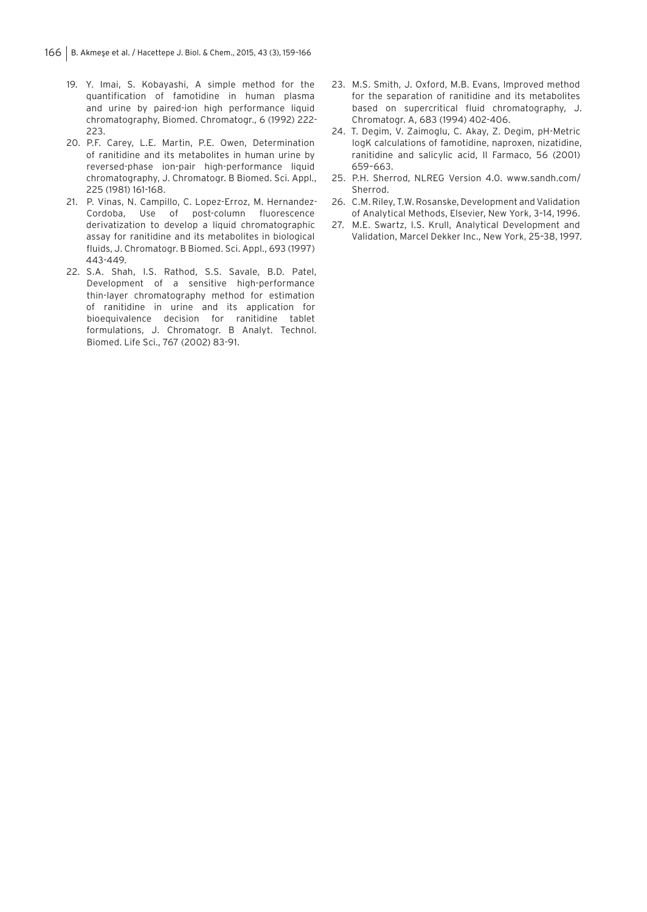19. Y. Imai, S. Kobayashi, A simple method for the quantification of famotidine in human plasma and urine by paired-ion high performance liquid chromatography, Biomed. Chromatogr., 6 (1992) 222-223.
20. P.F. Carey, L.E. Martin, P.E. Owen, Determination of ranitidine and its metabolites in human urine by reversed-phase ion-pair high-performance liquid chromatography, J. Chromatogr. B Biomed. Sci. Appl., 225 (1981) 161-168.
21. P. Vinas, N. Campillo, C. Lopez-Erroz, M. Hernandez-Cordoba, Use of post-column fluorescence derivatization to develop a liquid chromatographic assay for ranitidine and its metabolites in biological fluids, J. Chromatogr. B Biomed. Sci. Appl., 693 (1997) 443-449.
22. S.A. Shah, I.S. Rathod, S.S. Savale, B.D. Patel, Development of a sensitive high-performance thin-layer chromatography method for estimation of ranitidine in urine and its application for bioequivalence decision for ranitidine tablet formulations, J. Chromatogr. B Analyt. Technol. Biomed. Life Sci., 767 (2002) 83-91.
23. M.S. Smith, J. Oxford, M.B. Evans, Improved method for the separation of ranitidine and its metabolites based on supercritical fluid chromatography, J. Chromatogr. A, 683 (1994) 402-406.
24. T. Degim, V. Zaimoglu, C. Akay, Z. Degim, pH-Metric logK calculations of famotidine, naproxen, nizatidine, ranitidine and salicylic acid, Il Farmaco, 56 (2001) 659–663.
25. P.H. Sherrod, NLREG Version 4.0. www.sandh.com/Sherrod.
26. C.M. Riley, T.W. Rosanske, Development and Validation of Analytical Methods, Elsevier, New York, 3–14, 1996.
27. M.E. Swartz, I.S. Krull, Analytical Development and Validation, Marcel Dekker Inc., New York, 25–38, 1997.